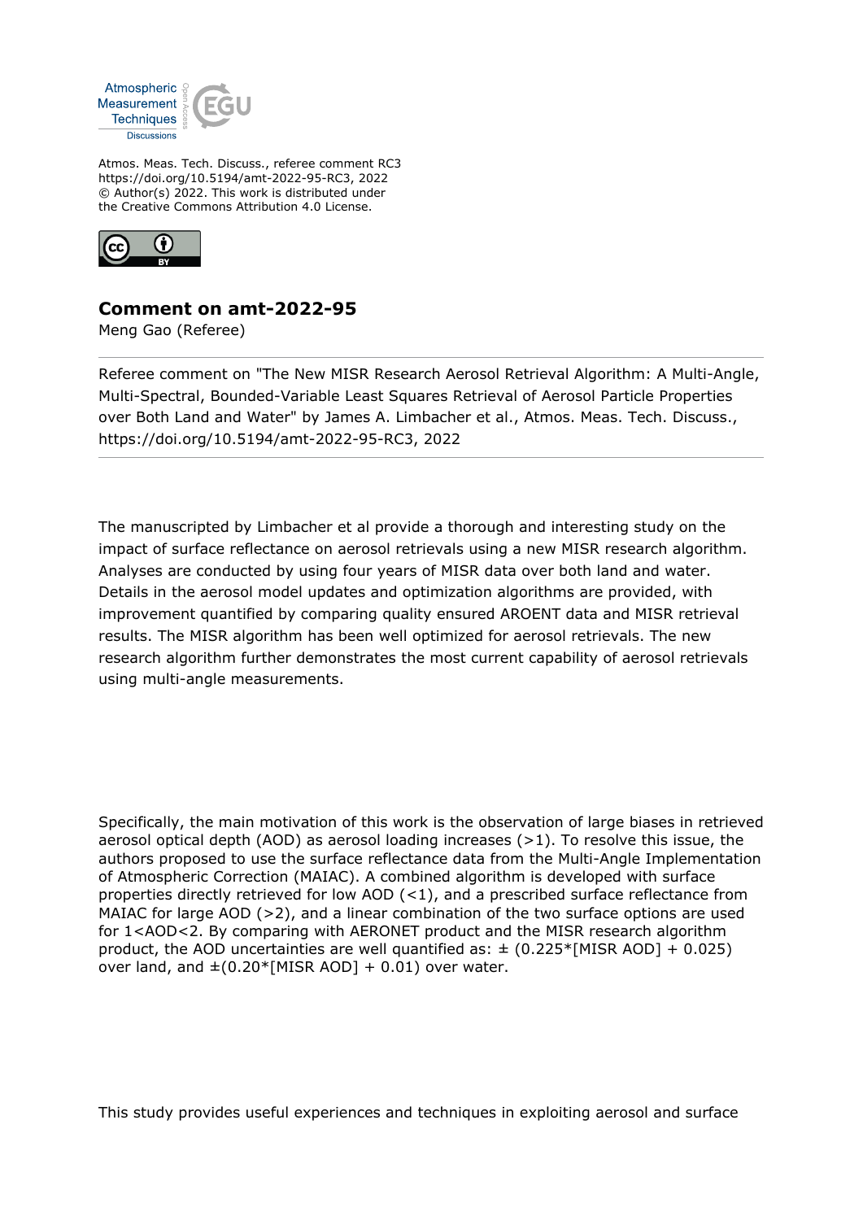Atmos. Meas. Tech. Discuss., referee comment RC3
https://doi.org/10.5194/amt-2022-95-RC3, 2022
© Author(s) 2022. This work is distributed under
the Creative Commons Attribution 4.0 License.

## Comment on amt-2022-95

Meng Gao (Referee)

Referee comment on "The New MISR Research Aerosol Retrieval Algorithm: A Multi-Angle, Multi-Spectral, Bounded-Variable Least Squares Retrieval of Aerosol Particle Properties over Both Land and Water" by James A. Limbacher et al., Atmos. Meas. Tech. Discuss., https://doi.org/10.5194/amt-2022-95-RC3, 2022

The manuscripted by Limbacher et al provide a thorough and interesting study on the impact of surface reflectance on aerosol retrievals using a new MISR research algorithm. Analyses are conducted by using four years of MISR data over both land and water. Details in the aerosol model updates and optimization algorithms are provided, with improvement quantified by comparing quality ensured AROENT data and MISR retrieval results. The MISR algorithm has been well optimized for aerosol retrievals. The new research algorithm further demonstrates the most current capability of aerosol retrievals using multi-angle measurements.

Specifically, the main motivation of this work is the observation of large biases in retrieved aerosol optical depth (AOD) as aerosol loading increases (>1). To resolve this issue, the authors proposed to use the surface reflectance data from the Multi-Angle Implementation of Atmospheric Correction (MAIAC). A combined algorithm is developed with surface properties directly retrieved for low AOD (<1), and a prescribed surface reflectance from MAIAC for large AOD (>2), and a linear combination of the two surface options are used for 1<AOD<2. By comparing with AERONET product and the MISR research algorithm product, the AOD uncertainties are well quantified as: ± (0.225*[MISR AOD] + 0.025) over land, and ±(0.20*[MISR AOD] + 0.01) over water.

This study provides useful experiences and techniques in exploiting aerosol and surface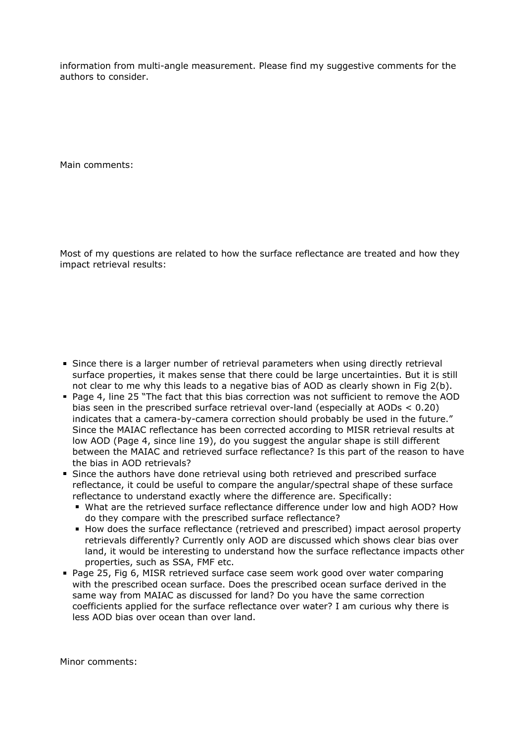information from multi-angle measurement. Please find my suggestive comments for the authors to consider.

Main comments:

Most of my questions are related to how the surface reflectance are treated and how they impact retrieval results:

- Since there is a larger number of retrieval parameters when using directly retrieval surface properties, it makes sense that there could be large uncertainties. But it is still not clear to me why this leads to a negative bias of AOD as clearly shown in Fig 2(b).
- Page 4, line 25 "The fact that this bias correction was not sufficient to remove the AOD bias seen in the prescribed surface retrieval over-land (especially at AODs < 0.20) indicates that a camera-by-camera correction should probably be used in the future." Since the MAIAC reflectance has been corrected according to MISR retrieval results at low AOD (Page 4, since line 19), do you suggest the angular shape is still different between the MAIAC and retrieved surface reflectance? Is this part of the reason to have the bias in AOD retrievals?
- Since the authors have done retrieval using both retrieved and prescribed surface reflectance, it could be useful to compare the angular/spectral shape of these surface reflectance to understand exactly where the difference are. Specifically:
  - What are the retrieved surface reflectance difference under low and high AOD? How do they compare with the prescribed surface reflectance?
  - How does the surface reflectance (retrieved and prescribed) impact aerosol property retrievals differently? Currently only AOD are discussed which shows clear bias over land, it would be interesting to understand how the surface reflectance impacts other properties, such as SSA, FMF etc.
- Page 25, Fig 6, MISR retrieved surface case seem work good over water comparing with the prescribed ocean surface. Does the prescribed ocean surface derived in the same way from MAIAC as discussed for land? Do you have the same correction coefficients applied for the surface reflectance over water? I am curious why there is less AOD bias over ocean than over land.

Minor comments: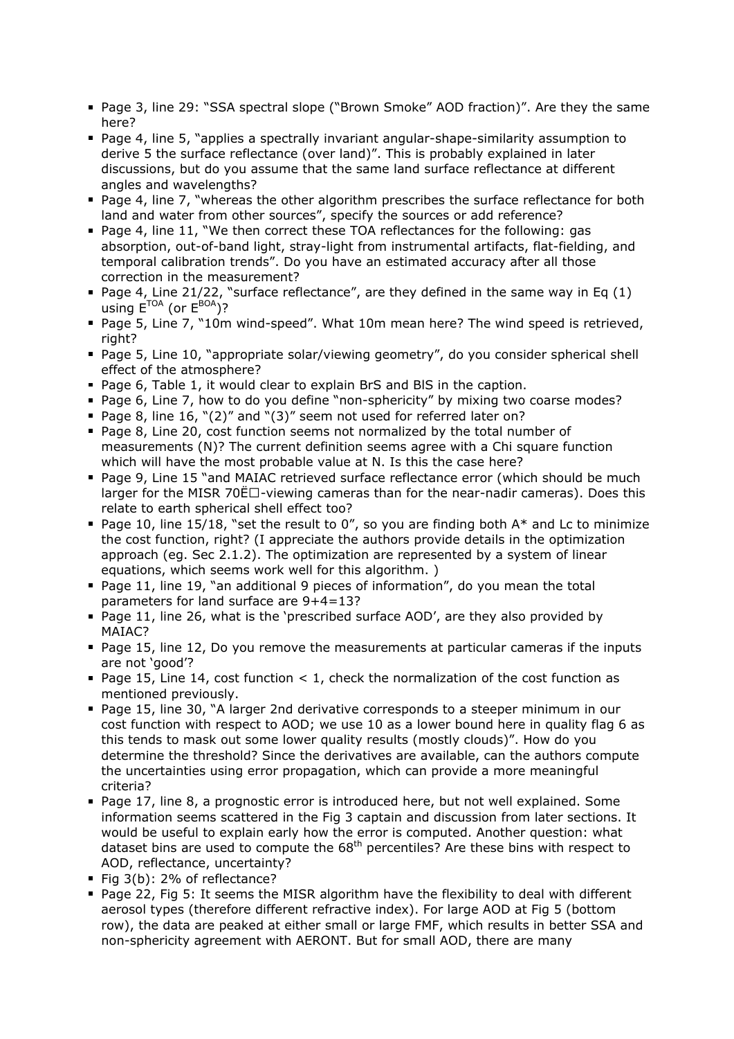- Page 3, line 29: "SSA spectral slope ("Brown Smoke" AOD fraction)". Are they the same here?
- Page 4, line 5, "applies a spectrally invariant angular-shape-similarity assumption to derive 5 the surface reflectance (over land)". This is probably explained in later discussions, but do you assume that the same land surface reflectance at different angles and wavelengths?
- Page 4, line 7, "whereas the other algorithm prescribes the surface reflectance for both land and water from other sources", specify the sources or add reference?
- Page 4, line 11, "We then correct these TOA reflectances for the following: gas absorption, out-of-band light, stray-light from instrumental artifacts, flat-fielding, and temporal calibration trends". Do you have an estimated accuracy after all those correction in the measurement?
- Page 4, Line 21/22, "surface reflectance", are they defined in the same way in Eq (1) using $E^{TOA}$ (or $E^{BOA}$)?
- Page 5, Line 7, "10m wind-speed". What 10m mean here? The wind speed is retrieved, right?
- Page 5, Line 10, "appropriate solar/viewing geometry", do you consider spherical shell effect of the atmosphere?
- Page 6, Table 1, it would clear to explain BrS and BlS in the caption.
- Page 6, Line 7, how to do you define "non-sphericity" by mixing two coarse modes?
- Page 8, line 16, "(2)" and "(3)" seem not used for referred later on?
- Page 8, Line 20, cost function seems not normalized by the total number of measurements (N)? The current definition seems agree with a Chi square function which will have the most probable value at N. Is this the case here?
- Page 9, Line 15 "and MAIAC retrieved surface reflectance error (which should be much larger for the MISR 70Ë□-viewing cameras than for the near-nadir cameras). Does this relate to earth spherical shell effect too?
- Page 10, line 15/18, "set the result to 0", so you are finding both A* and Lc to minimize the cost function, right? (I appreciate the authors provide details in the optimization approach (eg. Sec 2.1.2). The optimization are represented by a system of linear equations, which seems work well for this algorithm. )
- Page 11, line 19, "an additional 9 pieces of information", do you mean the total parameters for land surface are 9+4=13?
- Page 11, line 26, what is the 'prescribed surface AOD', are they also provided by MAIAC?
- Page 15, line 12, Do you remove the measurements at particular cameras if the inputs are not 'good'?
- Page 15, Line 14, cost function < 1, check the normalization of the cost function as mentioned previously.
- Page 15, line 30, "A larger 2nd derivative corresponds to a steeper minimum in our cost function with respect to AOD; we use 10 as a lower bound here in quality flag 6 as this tends to mask out some lower quality results (mostly clouds)". How do you determine the threshold? Since the derivatives are available, can the authors compute the uncertainties using error propagation, which can provide a more meaningful criteria?
- Page 17, line 8, a prognostic error is introduced here, but not well explained. Some information seems scattered in the Fig 3 captain and discussion from later sections. It would be useful to explain early how the error is computed. Another question: what dataset bins are used to compute the 68th percentiles? Are these bins with respect to AOD, reflectance, uncertainty?
- Fig 3(b): 2% of reflectance?
- Page 22, Fig 5: It seems the MISR algorithm have the flexibility to deal with different aerosol types (therefore different refractive index). For large AOD at Fig 5 (bottom row), the data are peaked at either small or large FMF, which results in better SSA and non-sphericity agreement with AERONT. But for small AOD, there are many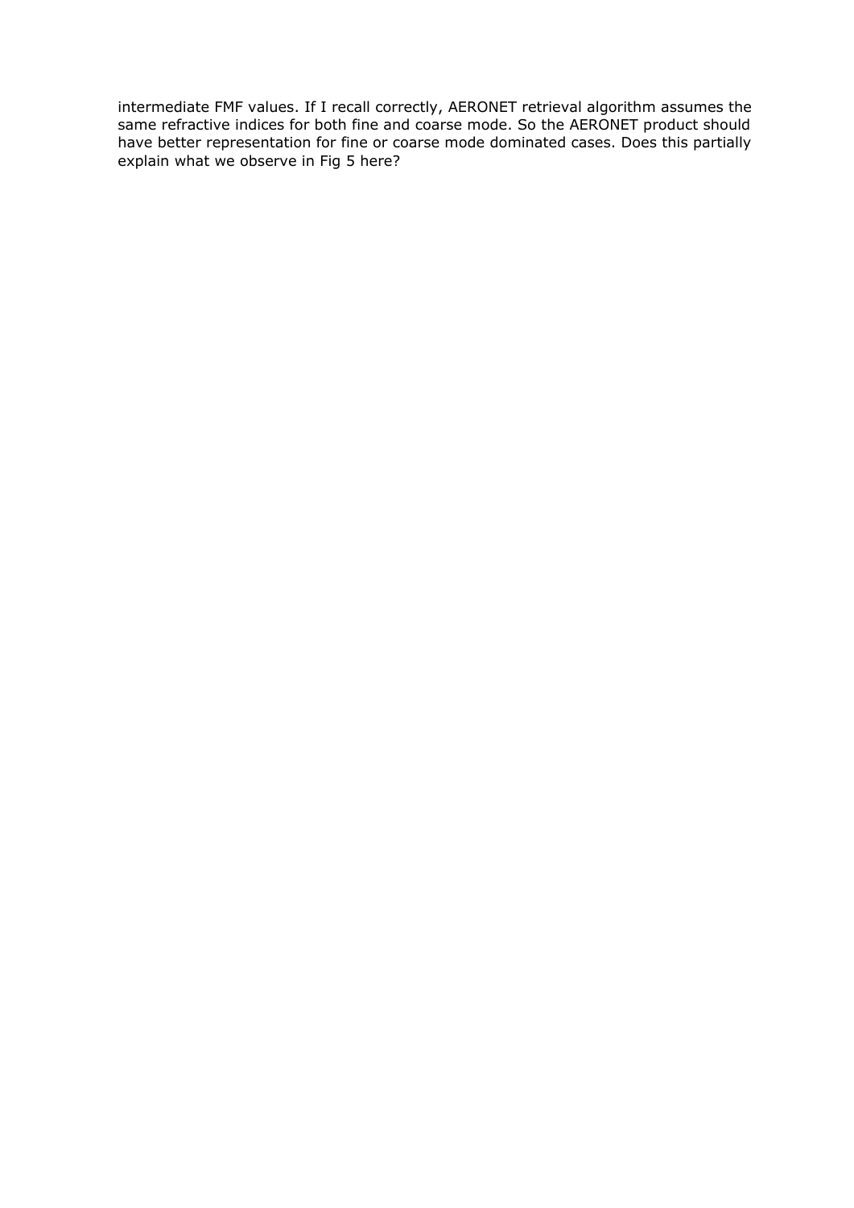intermediate FMF values. If I recall correctly, AERONET retrieval algorithm assumes the same refractive indices for both fine and coarse mode. So the AERONET product should have better representation for fine or coarse mode dominated cases. Does this partially explain what we observe in Fig 5 here?